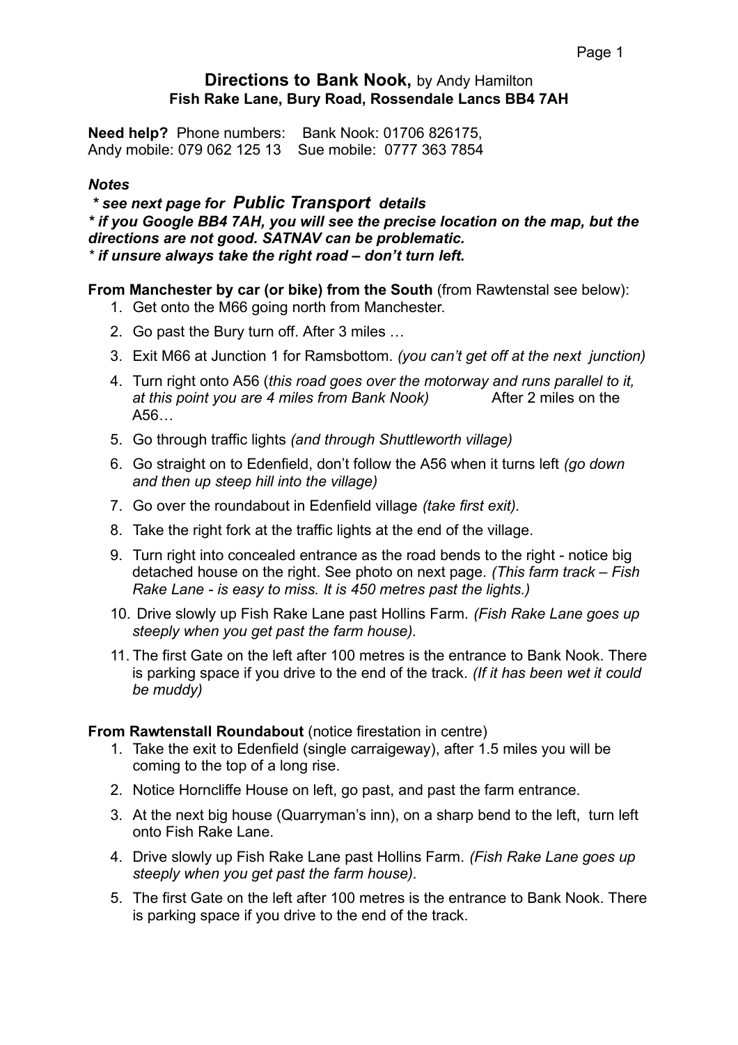# Directions to Bank Nook, by Andy Hamilton

**Fish Rake Lane, Bury Road, Rossendale Lancs BB4 7AH**

**Need help?** Phone numbers: Bank Nook: 01706 826175,
Andy mobile: 079 062 125 13 Sue mobile: 0777 363 7854

***Notes***

***\* see next page for Public Transport details***
***\* if you Google BB4 7AH, you will see the precise location on the map, but the directions are not good. SATNAV can be problematic.***
***\* if unsure always take the right road – don't turn left.***

**From Manchester by car (or bike) from the South** (from Rawtenstal see below):

1. Get onto the M66 going north from Manchester.
2. Go past the Bury turn off. After 3 miles …
3. Exit M66 at Junction 1 for Ramsbottom. *(you can't get off at the next junction)*
4. Turn right onto A56 (*this road goes over the motorway and runs parallel to it, at this point you are 4 miles from Bank Nook)* After 2 miles on the A56…
5. Go through traffic lights *(and through Shuttleworth village)*
6. Go straight on to Edenfield, don't follow the A56 when it turns left *(go down and then up steep hill into the village)*
7. Go over the roundabout in Edenfield village *(take first exit).*
8. Take the right fork at the traffic lights at the end of the village.
9. Turn right into concealed entrance as the road bends to the right - notice big detached house on the right. See photo on next page. *(This farm track – Fish Rake Lane - is easy to miss. It is 450 metres past the lights.)*
10. Drive slowly up Fish Rake Lane past Hollins Farm. *(Fish Rake Lane goes up steeply when you get past the farm house).*
11. The first Gate on the left after 100 metres is the entrance to Bank Nook. There is parking space if you drive to the end of the track. *(If it has been wet it could be muddy)*

**From Rawtenstall Roundabout** (notice firestation in centre)

1. Take the exit to Edenfield (single carraigeway), after 1.5 miles you will be coming to the top of a long rise.
2. Notice Horncliffe House on left, go past, and past the farm entrance.
3. At the next big house (Quarryman's inn), on a sharp bend to the left, turn left onto Fish Rake Lane.
4. Drive slowly up Fish Rake Lane past Hollins Farm. *(Fish Rake Lane goes up steeply when you get past the farm house).*
5. The first Gate on the left after 100 metres is the entrance to Bank Nook. There is parking space if you drive to the end of the track.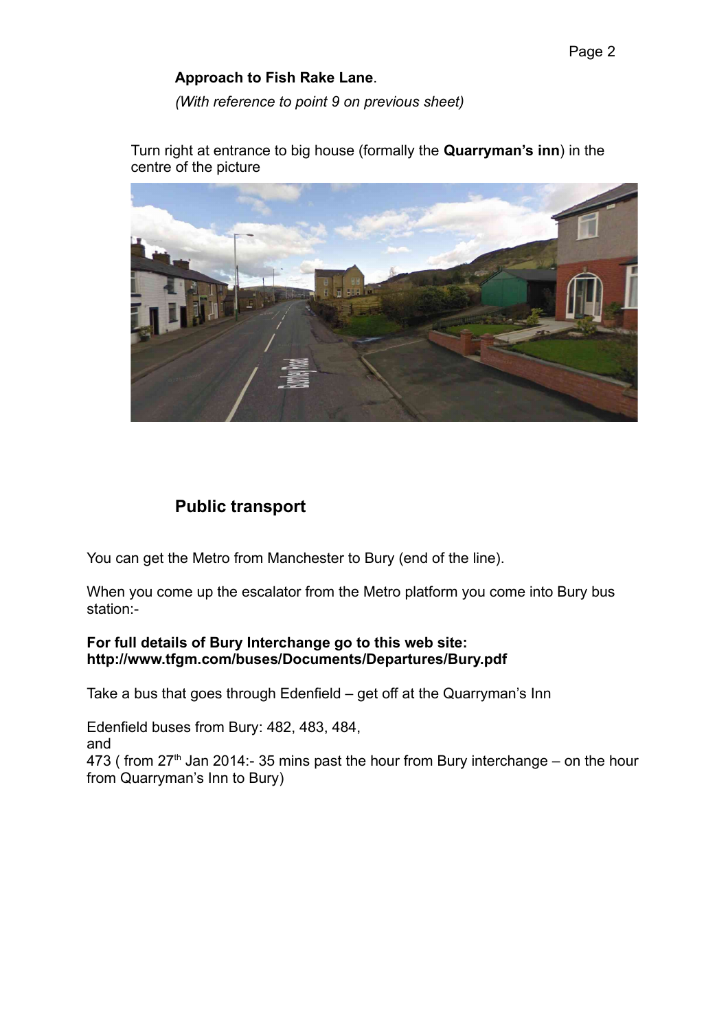**Approach to Fish Rake Lane**.

*(With reference to point 9 on previous sheet)*

Turn right at entrance to big house (formally the **Quarryman's inn**) in the centre of the picture

## Public transport

You can get the Metro from Manchester to Bury (end of the line).

When you come up the escalator from the Metro platform you come into Bury bus station:-

**For full details of Bury Interchange go to this web site: http://www.tfgm.com/buses/Documents/Departures/Bury.pdf**

Take a bus that goes through Edenfield – get off at the Quarryman's Inn

Edenfield buses from Bury: 482, 483, 484,
and
473 ( from 27th Jan 2014:- 35 mins past the hour from Bury interchange – on the hour from Quarryman's Inn to Bury)